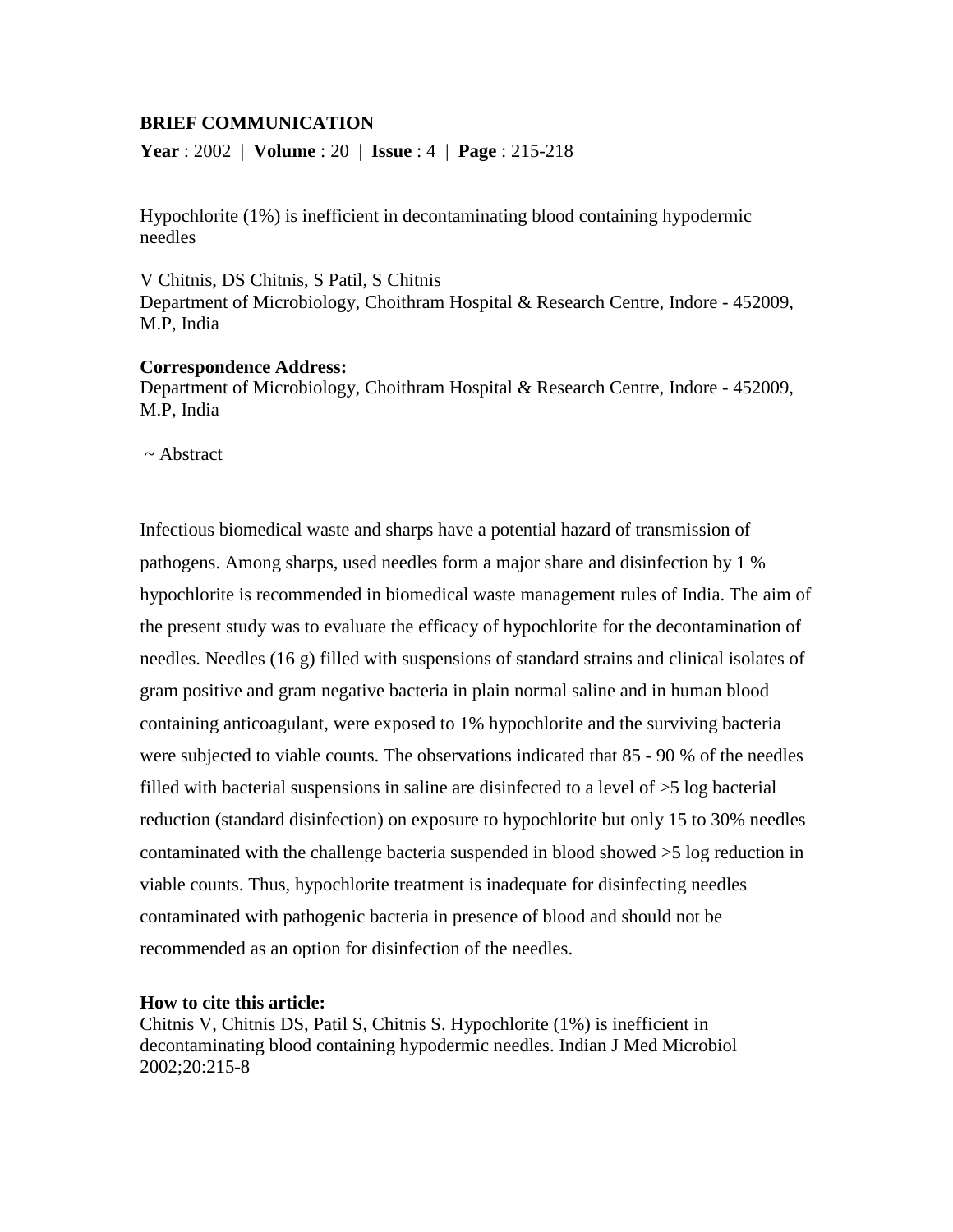**BRIEF COMMUNICATION**

**Year** : 2002 | **Volume** : 20 | **Issue** : 4 | **Page** : 215-218

# Hypochlorite (1%) is inefficient in decontaminating blood containing hypodermic needles

V Chitnis, DS Chitnis, S Patil, S Chitnis
Department of Microbiology, Choithram Hospital & Research Centre, Indore - 452009, M.P, India

**Correspondence Address:**
Department of Microbiology, Choithram Hospital & Research Centre, Indore - 452009, M.P, India

~ Abstract

Infectious biomedical waste and sharps have a potential hazard of transmission of pathogens. Among sharps, used needles form a major share and disinfection by 1 % hypochlorite is recommended in biomedical waste management rules of India. The aim of the present study was to evaluate the efficacy of hypochlorite for the decontamination of needles. Needles (16 g) filled with suspensions of standard strains and clinical isolates of gram positive and gram negative bacteria in plain normal saline and in human blood containing anticoagulant, were exposed to 1% hypochlorite and the surviving bacteria were subjected to viable counts. The observations indicated that 85 - 90 % of the needles filled with bacterial suspensions in saline are disinfected to a level of >5 log bacterial reduction (standard disinfection) on exposure to hypochlorite but only 15 to 30% needles contaminated with the challenge bacteria suspended in blood showed >5 log reduction in viable counts. Thus, hypochlorite treatment is inadequate for disinfecting needles contaminated with pathogenic bacteria in presence of blood and should not be recommended as an option for disinfection of the needles.

**How to cite this article:**
Chitnis V, Chitnis DS, Patil S, Chitnis S. Hypochlorite (1%) is inefficient in decontaminating blood containing hypodermic needles. Indian J Med Microbiol 2002;20:215-8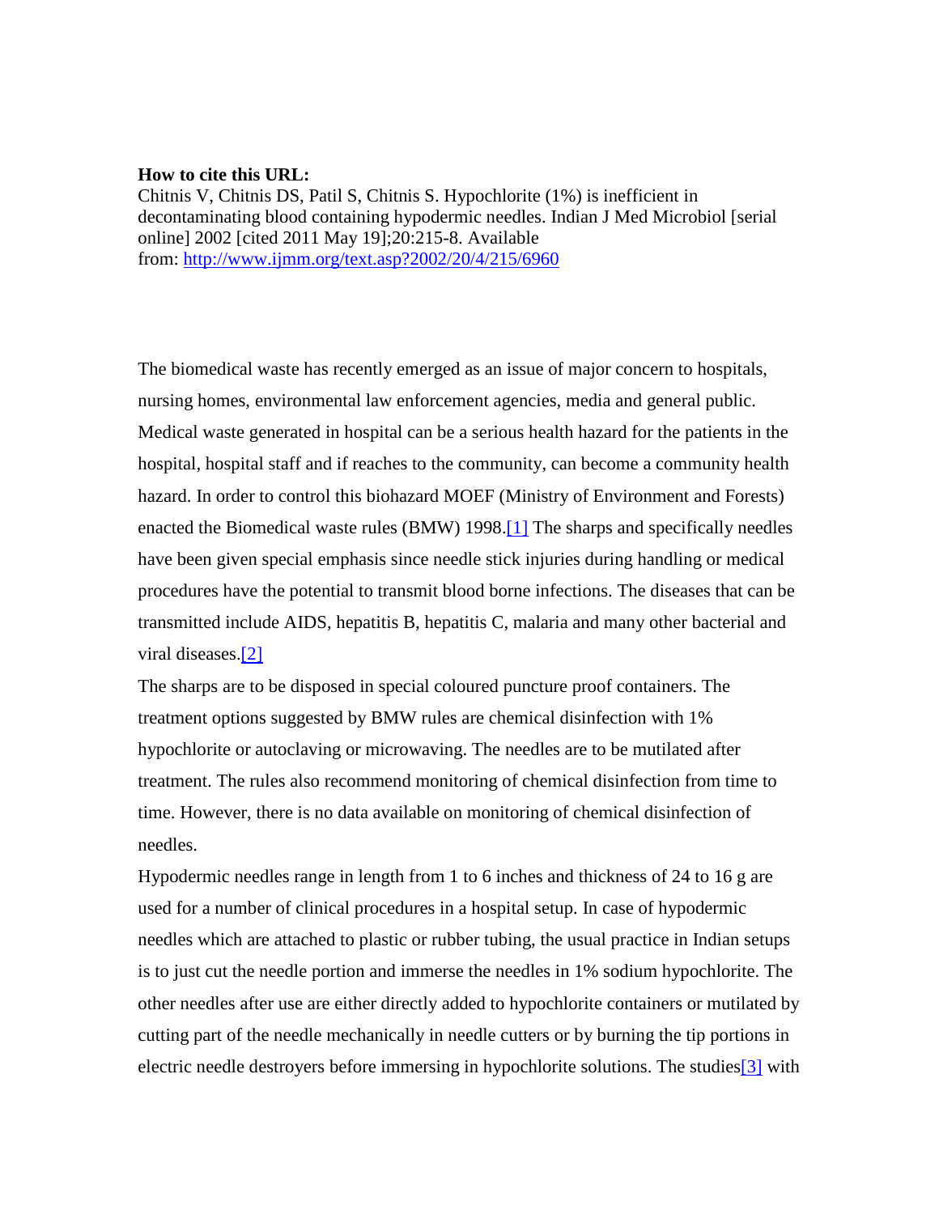**How to cite this URL:**
Chitnis V, Chitnis DS, Patil S, Chitnis S. Hypochlorite (1%) is inefficient in decontaminating blood containing hypodermic needles. Indian J Med Microbiol [serial online] 2002 [cited 2011 May 19];20:215-8. Available from: http://www.ijmm.org/text.asp?2002/20/4/215/6960

The biomedical waste has recently emerged as an issue of major concern to hospitals, nursing homes, environmental law enforcement agencies, media and general public. Medical waste generated in hospital can be a serious health hazard for the patients in the hospital, hospital staff and if reaches to the community, can become a community health hazard. In order to control this biohazard MOEF (Ministry of Environment and Forests) enacted the Biomedical waste rules (BMW) 1998.[1] The sharps and specifically needles have been given special emphasis since needle stick injuries during handling or medical procedures have the potential to transmit blood borne infections. The diseases that can be transmitted include AIDS, hepatitis B, hepatitis C, malaria and many other bacterial and viral diseases.[2]

The sharps are to be disposed in special coloured puncture proof containers. The treatment options suggested by BMW rules are chemical disinfection with 1% hypochlorite or autoclaving or microwaving. The needles are to be mutilated after treatment. The rules also recommend monitoring of chemical disinfection from time to time. However, there is no data available on monitoring of chemical disinfection of needles.

Hypodermic needles range in length from 1 to 6 inches and thickness of 24 to 16 g are used for a number of clinical procedures in a hospital setup. In case of hypodermic needles which are attached to plastic or rubber tubing, the usual practice in Indian setups is to just cut the needle portion and immerse the needles in 1% sodium hypochlorite. The other needles after use are either directly added to hypochlorite containers or mutilated by cutting part of the needle mechanically in needle cutters or by burning the tip portions in electric needle destroyers before immersing in hypochlorite solutions. The studies[3] with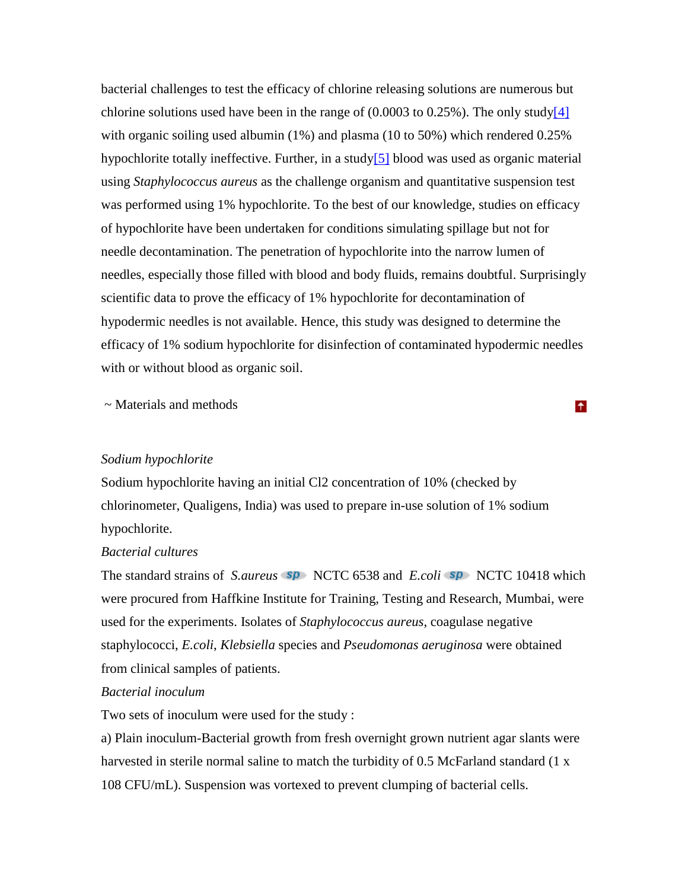bacterial challenges to test the efficacy of chlorine releasing solutions are numerous but chlorine solutions used have been in the range of (0.0003 to 0.25%). The only study[4] with organic soiling used albumin (1%) and plasma (10 to 50%) which rendered 0.25% hypochlorite totally ineffective. Further, in a study[5] blood was used as organic material using *Staphylococcus aureus* as the challenge organism and quantitative suspension test was performed using 1% hypochlorite. To the best of our knowledge, studies on efficacy of hypochlorite have been undertaken for conditions simulating spillage but not for needle decontamination. The penetration of hypochlorite into the narrow lumen of needles, especially those filled with blood and body fluids, remains doubtful. Surprisingly scientific data to prove the efficacy of 1% hypochlorite for decontamination of hypodermic needles is not available. Hence, this study was designed to determine the efficacy of 1% sodium hypochlorite for disinfection of contaminated hypodermic needles with or without blood as organic soil.

## ~ Materials and methods

*Sodium hypochlorite*

Sodium hypochlorite having an initial $Cl_2$ concentration of 10% (checked by chlorinometer, Qualigens, India) was used to prepare in-use solution of 1% sodium hypochlorite.

*Bacterial cultures*

The standard strains of *S.aureus* sp NCTC 6538 and *E.coli* sp NCTC 10418 which were procured from Haffkine Institute for Training, Testing and Research, Mumbai, were used for the experiments. Isolates of *Staphylococcus aureus*, coagulase negative staphylococci, *E.coli*, *Klebsiella* species and *Pseudomonas aeruginosa* were obtained from clinical samples of patients.

*Bacterial inoculum*

Two sets of inoculum were used for the study :

a) Plain inoculum-Bacterial growth from fresh overnight grown nutrient agar slants were harvested in sterile normal saline to match the turbidity of 0.5 McFarland standard (1 x $10^8$ CFU/mL). Suspension was vortexed to prevent clumping of bacterial cells.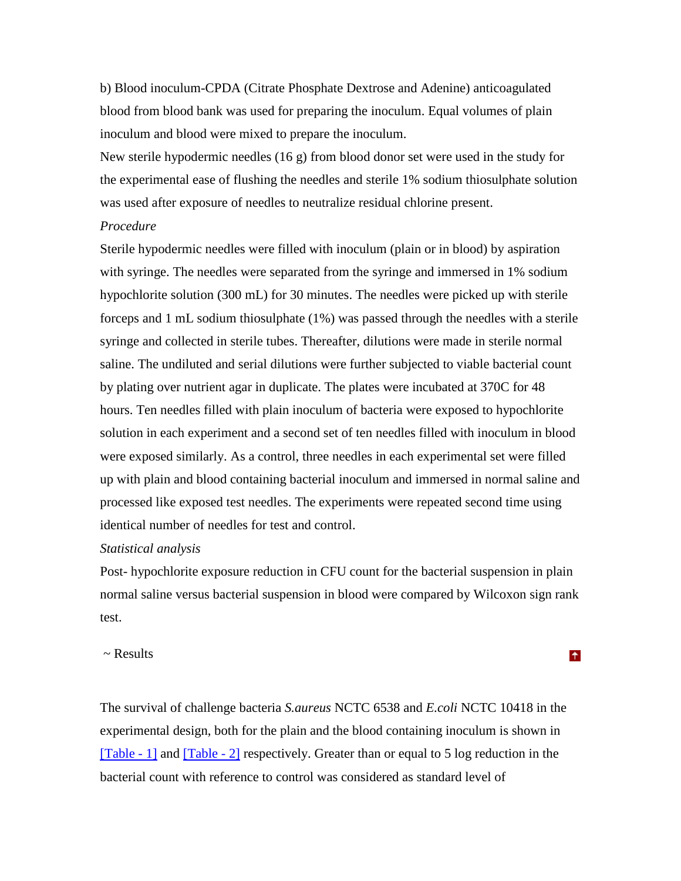b) Blood inoculum-CPDA (Citrate Phosphate Dextrose and Adenine) anticoagulated blood from blood bank was used for preparing the inoculum. Equal volumes of plain inoculum and blood were mixed to prepare the inoculum.

New sterile hypodermic needles (16 g) from blood donor set were used in the study for the experimental ease of flushing the needles and sterile 1% sodium thiosulphate solution was used after exposure of needles to neutralize residual chlorine present.

*Procedure*

Sterile hypodermic needles were filled with inoculum (plain or in blood) by aspiration with syringe. The needles were separated from the syringe and immersed in 1% sodium hypochlorite solution (300 mL) for 30 minutes. The needles were picked up with sterile forceps and 1 mL sodium thiosulphate (1%) was passed through the needles with a sterile syringe and collected in sterile tubes. Thereafter, dilutions were made in sterile normal saline. The undiluted and serial dilutions were further subjected to viable bacterial count by plating over nutrient agar in duplicate. The plates were incubated at 370C for 48 hours. Ten needles filled with plain inoculum of bacteria were exposed to hypochlorite solution in each experiment and a second set of ten needles filled with inoculum in blood were exposed similarly. As a control, three needles in each experimental set were filled up with plain and blood containing bacterial inoculum and immersed in normal saline and processed like exposed test needles. The experiments were repeated second time using identical number of needles for test and control.

*Statistical analysis*

Post- hypochlorite exposure reduction in CFU count for the bacterial suspension in plain normal saline versus bacterial suspension in blood were compared by Wilcoxon sign rank test.

## ~ Results

The survival of challenge bacteria *S.aureus* NCTC 6538 and *E.coli* NCTC 10418 in the experimental design, both for the plain and the blood containing inoculum is shown in [Table - 1] and [Table - 2] respectively. Greater than or equal to 5 log reduction in the bacterial count with reference to control was considered as standard level of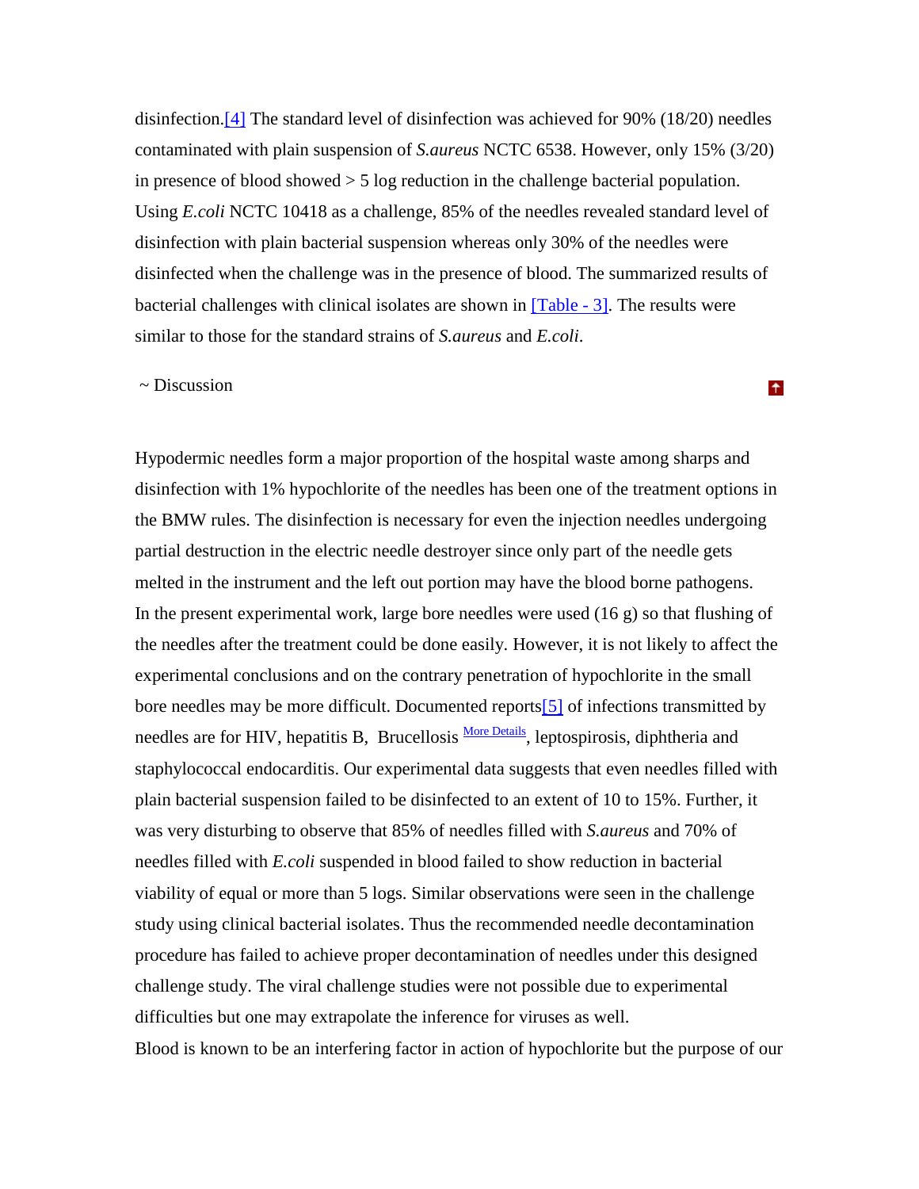disinfection.[4] The standard level of disinfection was achieved for 90% (18/20) needles contaminated with plain suspension of *S.aureus* NCTC 6538. However, only 15% (3/20) in presence of blood showed > 5 log reduction in the challenge bacterial population. Using *E.coli* NCTC 10418 as a challenge, 85% of the needles revealed standard level of disinfection with plain bacterial suspension whereas only 30% of the needles were disinfected when the challenge was in the presence of blood. The summarized results of bacterial challenges with clinical isolates are shown in [Table - 3]. The results were similar to those for the standard strains of *S.aureus* and *E.coli*.

## ~ Discussion

Hypodermic needles form a major proportion of the hospital waste among sharps and disinfection with 1% hypochlorite of the needles has been one of the treatment options in the BMW rules. The disinfection is necessary for even the injection needles undergoing partial destruction in the electric needle destroyer since only part of the needle gets melted in the instrument and the left out portion may have the blood borne pathogens. In the present experimental work, large bore needles were used (16 g) so that flushing of the needles after the treatment could be done easily. However, it is not likely to affect the experimental conclusions and on the contrary penetration of hypochlorite in the small bore needles may be more difficult. Documented reports[5] of infections transmitted by needles are for HIV, hepatitis B, Brucellosis More Details, leptospirosis, diphtheria and staphylococcal endocarditis. Our experimental data suggests that even needles filled with plain bacterial suspension failed to be disinfected to an extent of 10 to 15%. Further, it was very disturbing to observe that 85% of needles filled with *S.aureus* and 70% of needles filled with *E.coli* suspended in blood failed to show reduction in bacterial viability of equal or more than 5 logs. Similar observations were seen in the challenge study using clinical bacterial isolates. Thus the recommended needle decontamination procedure has failed to achieve proper decontamination of needles under this designed challenge study. The viral challenge studies were not possible due to experimental difficulties but one may extrapolate the inference for viruses as well.

Blood is known to be an interfering factor in action of hypochlorite but the purpose of our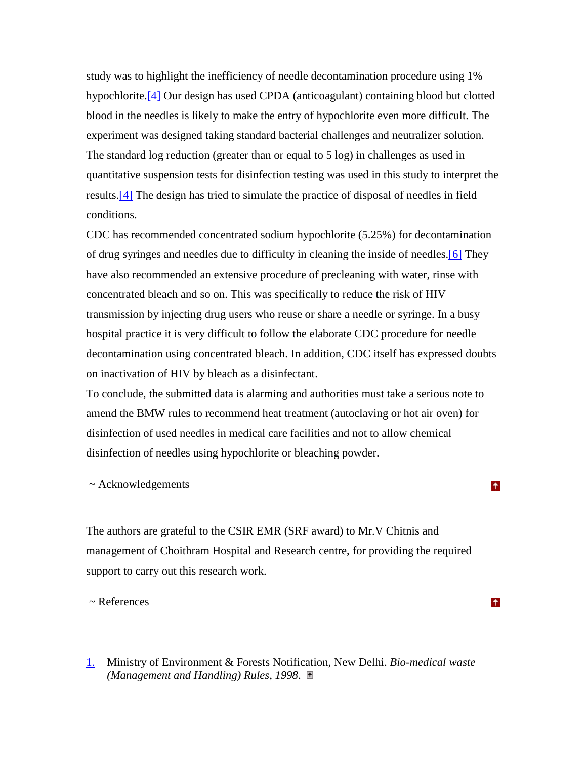study was to highlight the inefficiency of needle decontamination procedure using 1% hypochlorite.[4] Our design has used CPDA (anticoagulant) containing blood but clotted blood in the needles is likely to make the entry of hypochlorite even more difficult. The experiment was designed taking standard bacterial challenges and neutralizer solution. The standard log reduction (greater than or equal to 5 log) in challenges as used in quantitative suspension tests for disinfection testing was used in this study to interpret the results.[4] The design has tried to simulate the practice of disposal of needles in field conditions.

CDC has recommended concentrated sodium hypochlorite (5.25%) for decontamination of drug syringes and needles due to difficulty in cleaning the inside of needles.[6] They have also recommended an extensive procedure of precleaning with water, rinse with concentrated bleach and so on. This was specifically to reduce the risk of HIV transmission by injecting drug users who reuse or share a needle or syringe. In a busy hospital practice it is very difficult to follow the elaborate CDC procedure for needle decontamination using concentrated bleach. In addition, CDC itself has expressed doubts on inactivation of HIV by bleach as a disinfectant.

To conclude, the submitted data is alarming and authorities must take a serious note to amend the BMW rules to recommend heat treatment (autoclaving or hot air oven) for disinfection of used needles in medical care facilities and not to allow chemical disinfection of needles using hypochlorite or bleaching powder.

## ~ Acknowledgements

The authors are grateful to the CSIR EMR (SRF award) to Mr.V Chitnis and management of Choithram Hospital and Research centre, for providing the required support to carry out this research work.

## ~ References

1. Ministry of Environment & Forests Notification, New Delhi. *Bio-medical waste (Management and Handling) Rules, 1998*.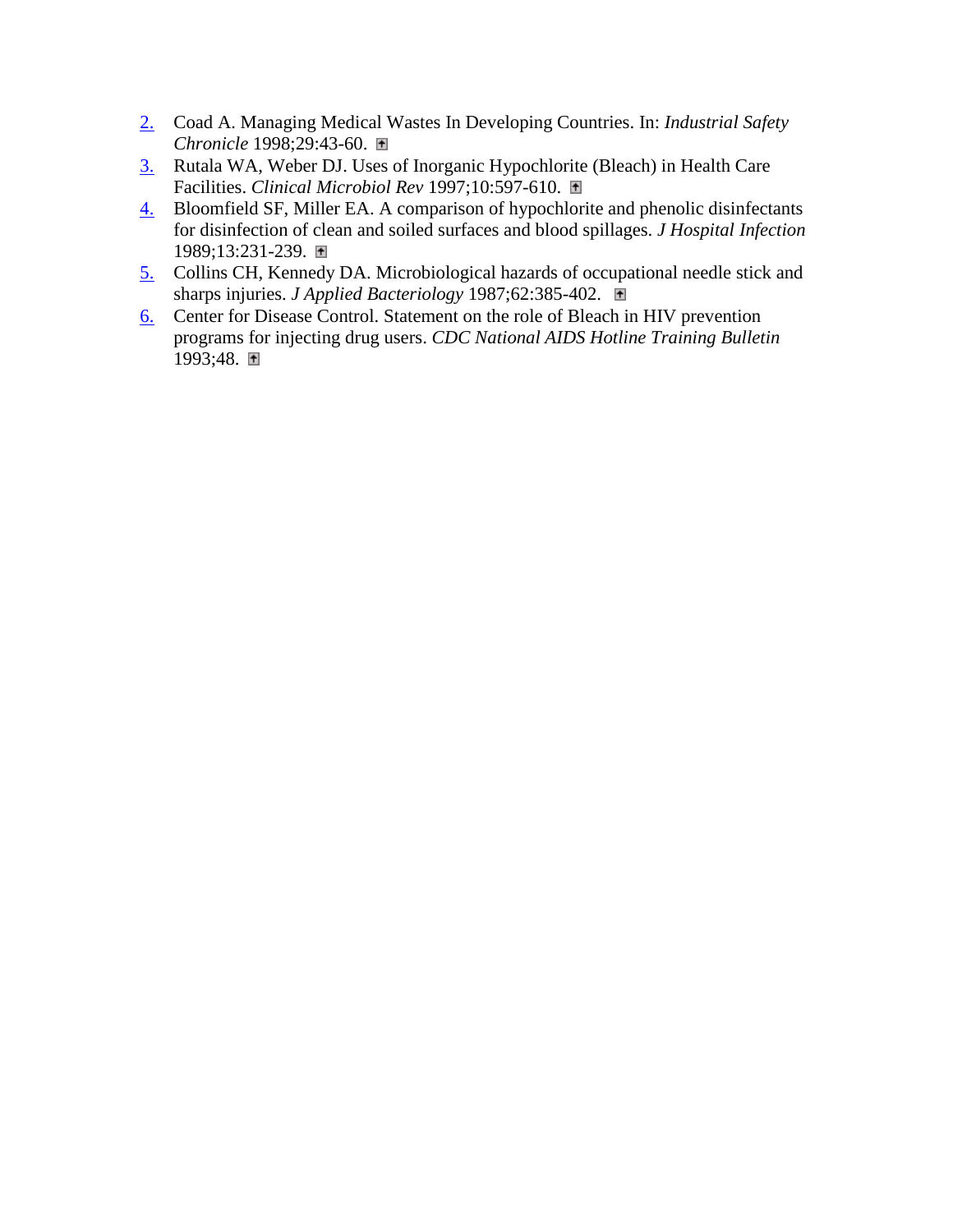2. Coad A. Managing Medical Wastes In Developing Countries. In: *Industrial Safety Chronicle* 1998;29:43-60.
3. Rutala WA, Weber DJ. Uses of Inorganic Hypochlorite (Bleach) in Health Care Facilities. *Clinical Microbiol Rev* 1997;10:597-610.
4. Bloomfield SF, Miller EA. A comparison of hypochlorite and phenolic disinfectants for disinfection of clean and soiled surfaces and blood spillages. *J Hospital Infection* 1989;13:231-239.
5. Collins CH, Kennedy DA. Microbiological hazards of occupational needle stick and sharps injuries. *J Applied Bacteriology* 1987;62:385-402.
6. Center for Disease Control. Statement on the role of Bleach in HIV prevention programs for injecting drug users. *CDC National AIDS Hotline Training Bulletin* 1993;48.